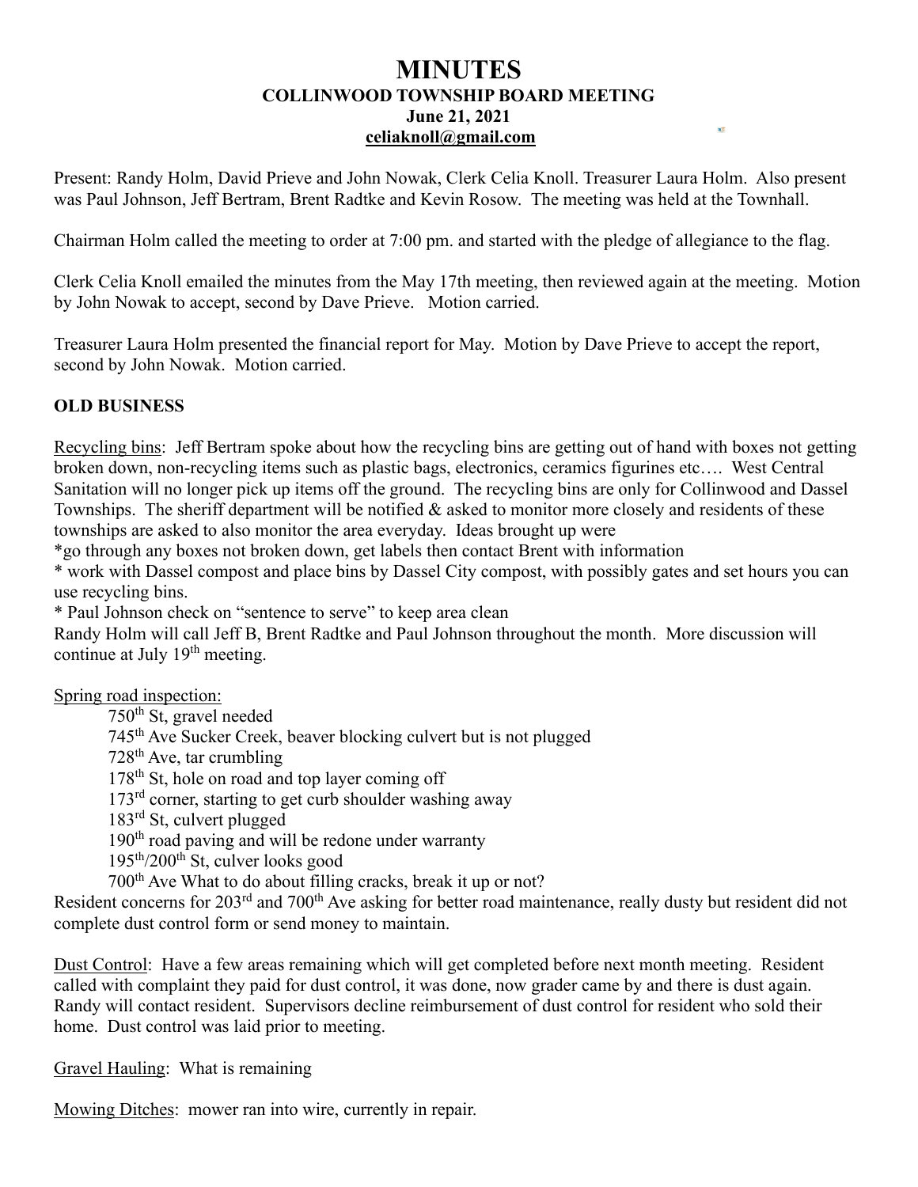# MINUTES

**COLLINWOOD TOWNSHIP BOARD MEETING**
**June 21, 2021**
**celiaknoll@gmail.com**

Present: Randy Holm, David Prieve and John Nowak, Clerk Celia Knoll. Treasurer Laura Holm. Also present was Paul Johnson, Jeff Bertram, Brent Radtke and Kevin Rosow. The meeting was held at the Townhall.

Chairman Holm called the meeting to order at 7:00 pm. and started with the pledge of allegiance to the flag.

Clerk Celia Knoll emailed the minutes from the May 17th meeting, then reviewed again at the meeting. Motion by John Nowak to accept, second by Dave Prieve. Motion carried.

Treasurer Laura Holm presented the financial report for May. Motion by Dave Prieve to accept the report, second by John Nowak. Motion carried.

## OLD BUSINESS

Recycling bins: Jeff Bertram spoke about how the recycling bins are getting out of hand with boxes not getting broken down, non-recycling items such as plastic bags, electronics, ceramics figurines etc…. West Central Sanitation will no longer pick up items off the ground. The recycling bins are only for Collinwood and Dassel Townships. The sheriff department will be notified & asked to monitor more closely and residents of these townships are asked to also monitor the area everyday. Ideas brought up were
*go through any boxes not broken down, get labels then contact Brent with information
* work with Dassel compost and place bins by Dassel City compost, with possibly gates and set hours you can use recycling bins.
* Paul Johnson check on "sentence to serve" to keep area clean
Randy Holm will call Jeff B, Brent Radtke and Paul Johnson throughout the month. More discussion will continue at July 19th meeting.

Spring road inspection:

750th St, gravel needed
745th Ave Sucker Creek, beaver blocking culvert but is not plugged
728th Ave, tar crumbling
178th St, hole on road and top layer coming off
173rd corner, starting to get curb shoulder washing away
183rd St, culvert plugged
190th road paving and will be redone under warranty
195th/200th St, culver looks good
700th Ave What to do about filling cracks, break it up or not?

Resident concerns for 203rd and 700th Ave asking for better road maintenance, really dusty but resident did not complete dust control form or send money to maintain.

Dust Control: Have a few areas remaining which will get completed before next month meeting. Resident called with complaint they paid for dust control, it was done, now grader came by and there is dust again. Randy will contact resident. Supervisors decline reimbursement of dust control for resident who sold their home. Dust control was laid prior to meeting.

Gravel Hauling: What is remaining

Mowing Ditches: mower ran into wire, currently in repair.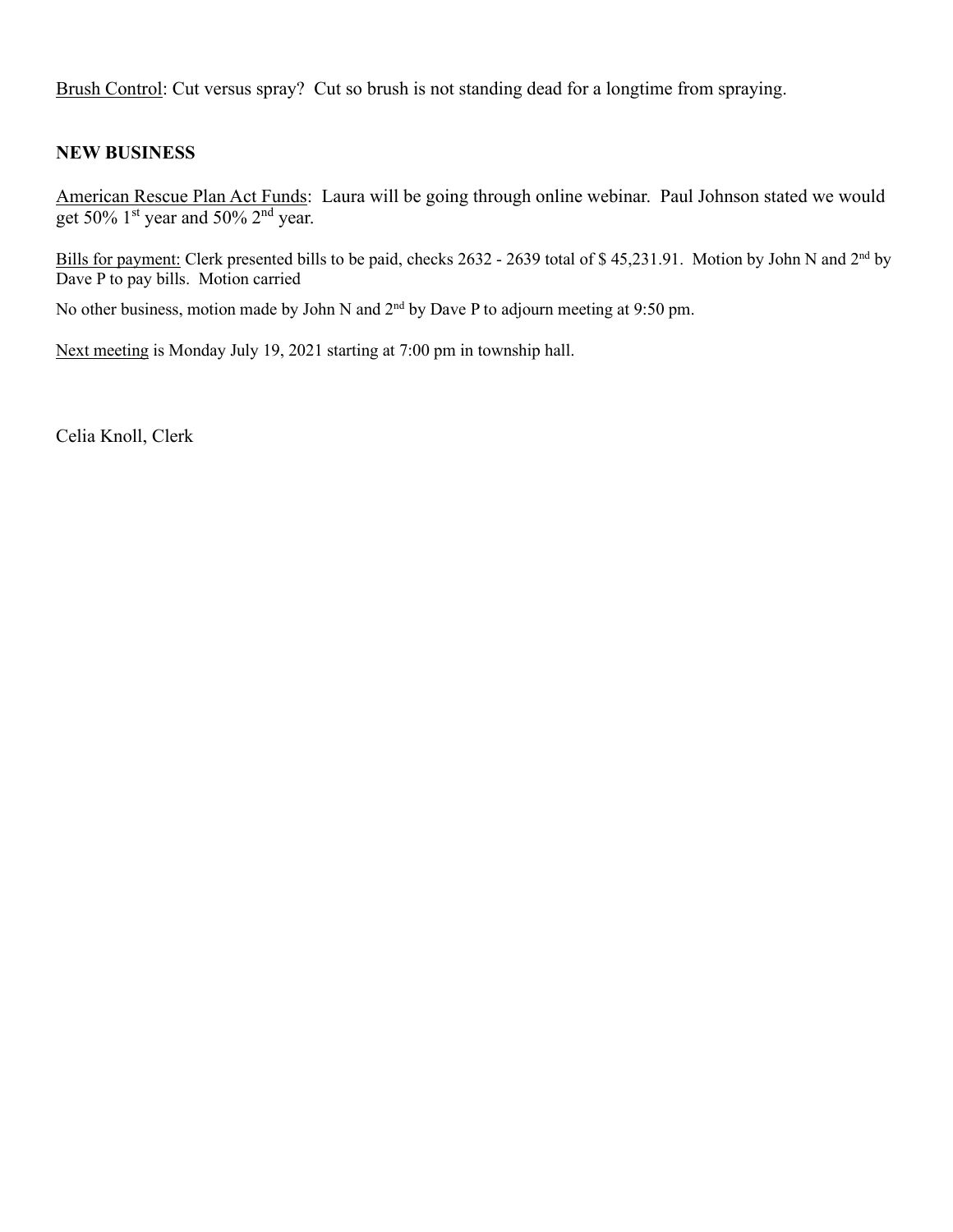Brush Control: Cut versus spray? Cut so brush is not standing dead for a longtime from spraying.

**NEW BUSINESS**

American Rescue Plan Act Funds: Laura will be going through online webinar. Paul Johnson stated we would get 50% 1st year and 50% 2nd year.

Bills for payment: Clerk presented bills to be paid, checks 2632 - 2639 total of $ 45,231.91. Motion by John N and 2nd by Dave P to pay bills. Motion carried

No other business, motion made by John N and 2nd by Dave P to adjourn meeting at 9:50 pm.

Next meeting is Monday July 19, 2021 starting at 7:00 pm in township hall.

Celia Knoll, Clerk